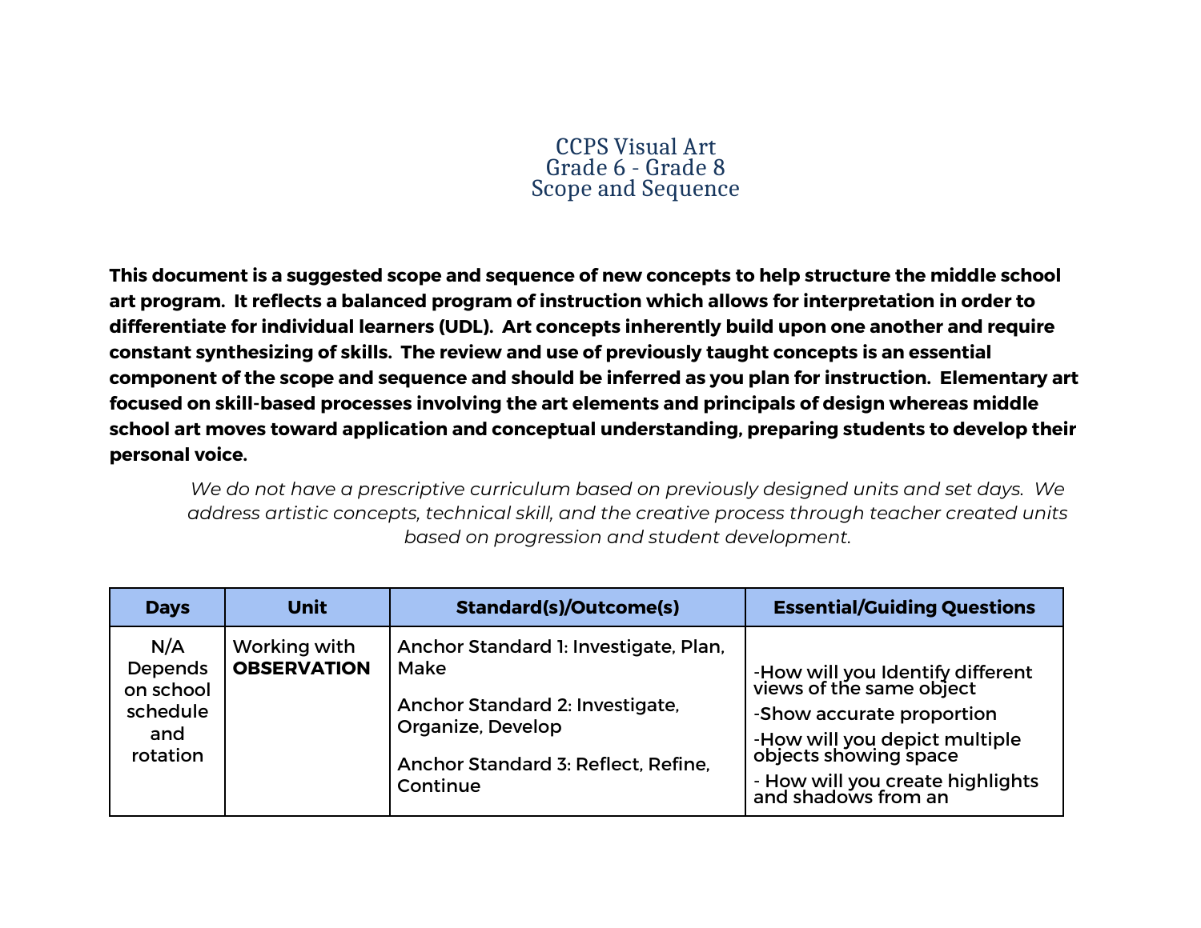# CCPS Visual Art
# Grade 6 - Grade 8
# Scope and Sequence

**This document is a suggested scope and sequence of new concepts to help structure the middle school art program. It reflects a balanced program of instruction which allows for interpretation in order to differentiate for individual learners (UDL). Art concepts inherently build upon one another and require constant synthesizing of skills. The review and use of previously taught concepts is an essential component of the scope and sequence and should be inferred as you plan for instruction. Elementary art focused on skill-based processes involving the art elements and principals of design whereas middle school art moves toward application and conceptual understanding, preparing students to develop their personal voice.**

*We do not have a prescriptive curriculum based on previously designed units and set days. We address artistic concepts, technical skill, and the creative process through teacher created units based on progression and student development.*

| Days | Unit | Standard(s)/Outcome(s) | Essential/Guiding Questions |
|---|---|---|---|
| N/A Depends on school schedule and rotation | Working with **OBSERVATION** | Anchor Standard 1: Investigate, Plan, Make<br><br>Anchor Standard 2: Investigate, Organize, Develop<br><br>Anchor Standard 3: Reflect, Refine, Continue | -How will you Identify different views of the same object<br>-Show accurate proportion<br>-How will you depict multiple objects showing space<br>- How will you create highlights and shadows from an |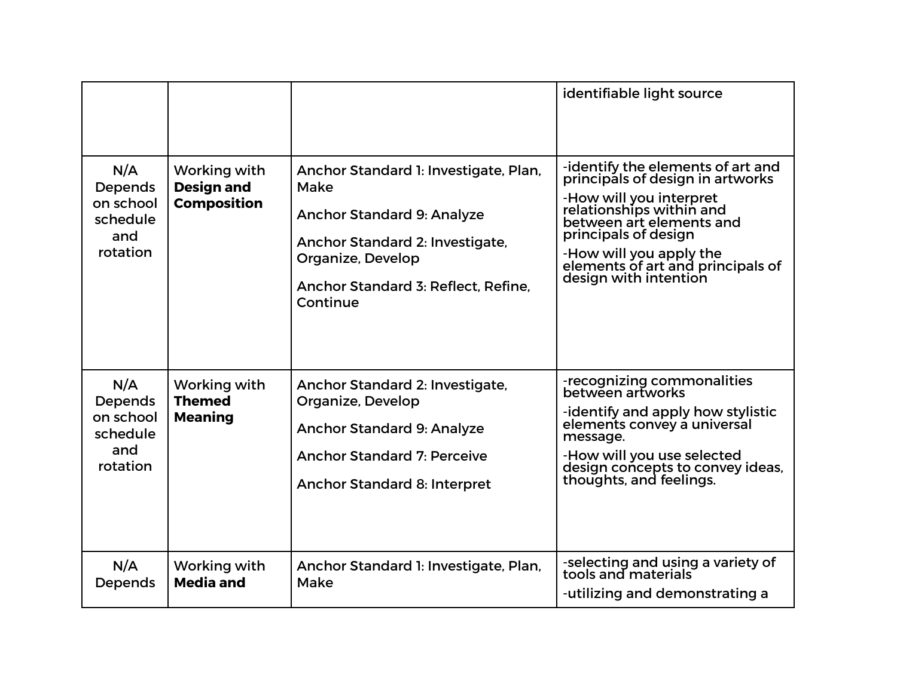| | | | |
|---|---|---|---|
| | | | identifiable light source |
| N/A Depends on school schedule and rotation | Working with **Design and Composition** | Anchor Standard 1: Investigate, Plan, Make<br><br>Anchor Standard 9: Analyze<br><br>Anchor Standard 2: Investigate, Organize, Develop<br><br>Anchor Standard 3: Reflect, Refine, Continue | -identify the elements of art and principals of design in artworks<br><br>-How will you interpret relationships within and between art elements and principals of design<br><br>-How will you apply the elements of art and principals of design with intention |
| N/A Depends on school schedule and rotation | Working with **Themed Meaning** | Anchor Standard 2: Investigate, Organize, Develop<br><br>Anchor Standard 9: Analyze<br><br>Anchor Standard 7: Perceive<br><br>Anchor Standard 8: Interpret | -recognizing commonalities between artworks<br><br>-identify and apply how stylistic elements convey a universal message.<br><br>-How will you use selected design concepts to convey ideas, thoughts, and feelings. |
| N/A Depends | Working with **Media and** | Anchor Standard 1: Investigate, Plan, Make | -selecting and using a variety of tools and materials<br><br>-utilizing and demonstrating a |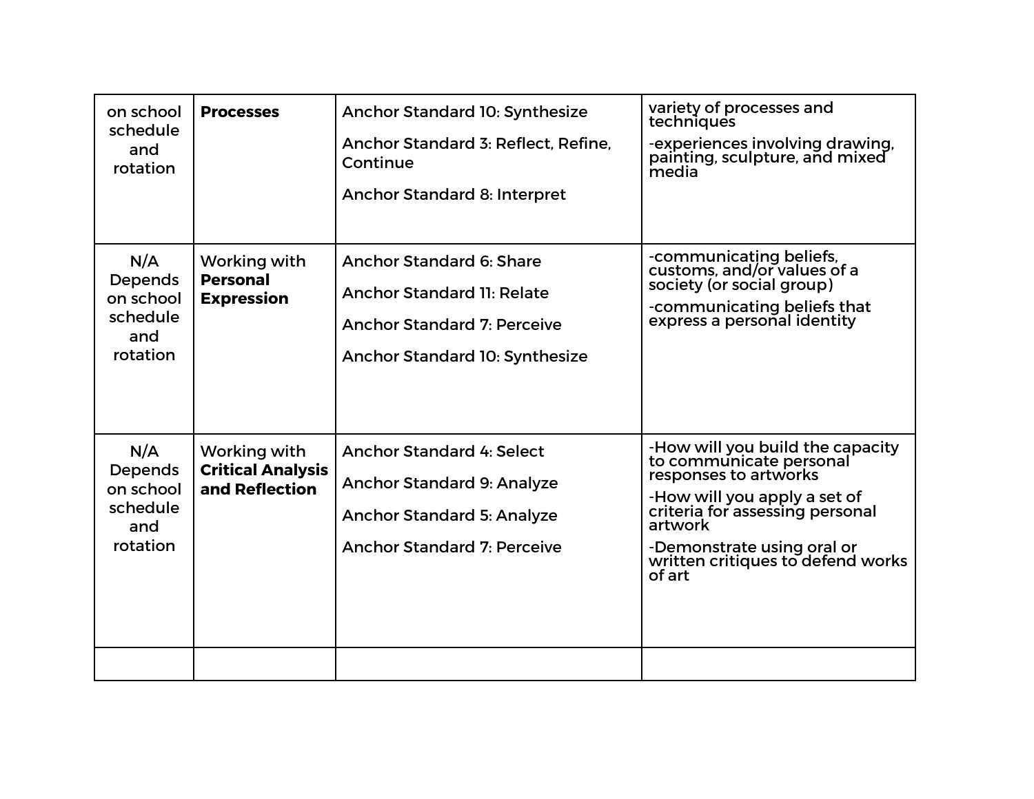| | | | |
|---|---|---|---|
| on school schedule and rotation | **Processes** | Anchor Standard 10: Synthesize<br><br>Anchor Standard 3: Reflect, Refine, Continue<br><br>Anchor Standard 8: Interpret | variety of processes and techniques<br><br>-experiences involving drawing, painting, sculpture, and mixed media |
| N/A Depends on school schedule and rotation | Working with **Personal Expression** | Anchor Standard 6: Share<br><br>Anchor Standard 11: Relate<br><br>Anchor Standard 7: Perceive<br><br>Anchor Standard 10: Synthesize | -communicating beliefs, customs, and/or values of a society (or social group)<br><br>-communicating beliefs that express a personal identity |
| N/A Depends on school schedule and rotation | Working with **Critical Analysis and Reflection** | Anchor Standard 4: Select<br><br>Anchor Standard 9: Analyze<br><br>Anchor Standard 5: Analyze<br><br>Anchor Standard 7: Perceive | -How will you build the capacity to communicate personal responses to artworks<br><br>-How will you apply a set of criteria for assessing personal artwork<br><br>-Demonstrate using oral or written critiques to defend works of art |
| | | | |